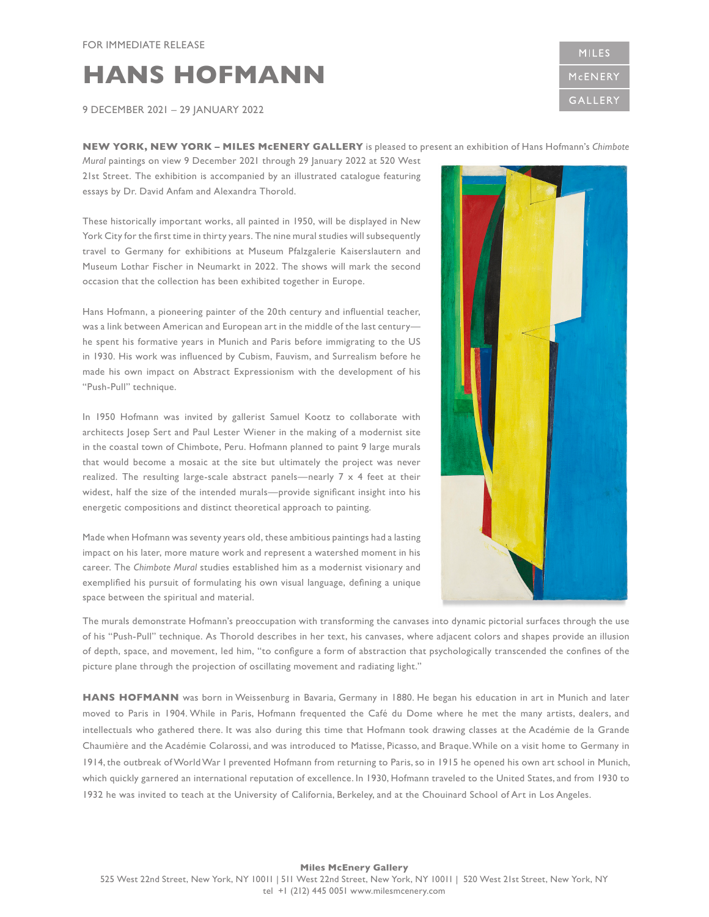FOR IMMEDIATE RELEASE

# HANS HOFMANN

9 DECEMBER 2021 – 29 JANUARY 2022

**NEW YORK, NEW YORK – MILES McENERY GALLERY** is pleased to present an exhibition of Hans Hofmann's *Chimbote Mural* paintings on view 9 December 2021 through 29 January 2022 at 520 West 21st Street. The exhibition is accompanied by an illustrated catalogue featuring essays by Dr. David Anfam and Alexandra Thorold.

These historically important works, all painted in 1950, will be displayed in New York City for the first time in thirty years. The nine mural studies will subsequently travel to Germany for exhibitions at Museum Pfalzgalerie Kaiserslautern and Museum Lothar Fischer in Neumarkt in 2022. The shows will mark the second occasion that the collection has been exhibited together in Europe.

Hans Hofmann, a pioneering painter of the 20th century and influential teacher, was a link between American and European art in the middle of the last century—he spent his formative years in Munich and Paris before immigrating to the US in 1930. His work was influenced by Cubism, Fauvism, and Surrealism before he made his own impact on Abstract Expressionism with the development of his "Push-Pull" technique.

In 1950 Hofmann was invited by gallerist Samuel Kootz to collaborate with architects Josep Sert and Paul Lester Wiener in the making of a modernist site in the coastal town of Chimbote, Peru. Hofmann planned to paint 9 large murals that would become a mosaic at the site but ultimately the project was never realized. The resulting large-scale abstract panels—nearly 7 x 4 feet at their widest, half the size of the intended murals—provide significant insight into his energetic compositions and distinct theoretical approach to painting.

Made when Hofmann was seventy years old, these ambitious paintings had a lasting impact on his later, more mature work and represent a watershed moment in his career. The *Chimbote Mural* studies established him as a modernist visionary and exemplified his pursuit of formulating his own visual language, defining a unique space between the spiritual and material.

The murals demonstrate Hofmann's preoccupation with transforming the canvases into dynamic pictorial surfaces through the use of his "Push-Pull" technique. As Thorold describes in her text, his canvases, where adjacent colors and shapes provide an illusion of depth, space, and movement, led him, "to configure a form of abstraction that psychologically transcended the confines of the picture plane through the projection of oscillating movement and radiating light."

**HANS HOFMANN** was born in Weissenburg in Bavaria, Germany in 1880. He began his education in art in Munich and later moved to Paris in 1904. While in Paris, Hofmann frequented the Café du Dome where he met the many artists, dealers, and intellectuals who gathered there. It was also during this time that Hofmann took drawing classes at the Académie de la Grande Chaumière and the Académie Colarossi, and was introduced to Matisse, Picasso, and Braque. While on a visit home to Germany in 1914, the outbreak of World War I prevented Hofmann from returning to Paris, so in 1915 he opened his own art school in Munich, which quickly garnered an international reputation of excellence. In 1930, Hofmann traveled to the United States, and from 1930 to 1932 he was invited to teach at the University of California, Berkeley, and at the Chouinard School of Art in Los Angeles.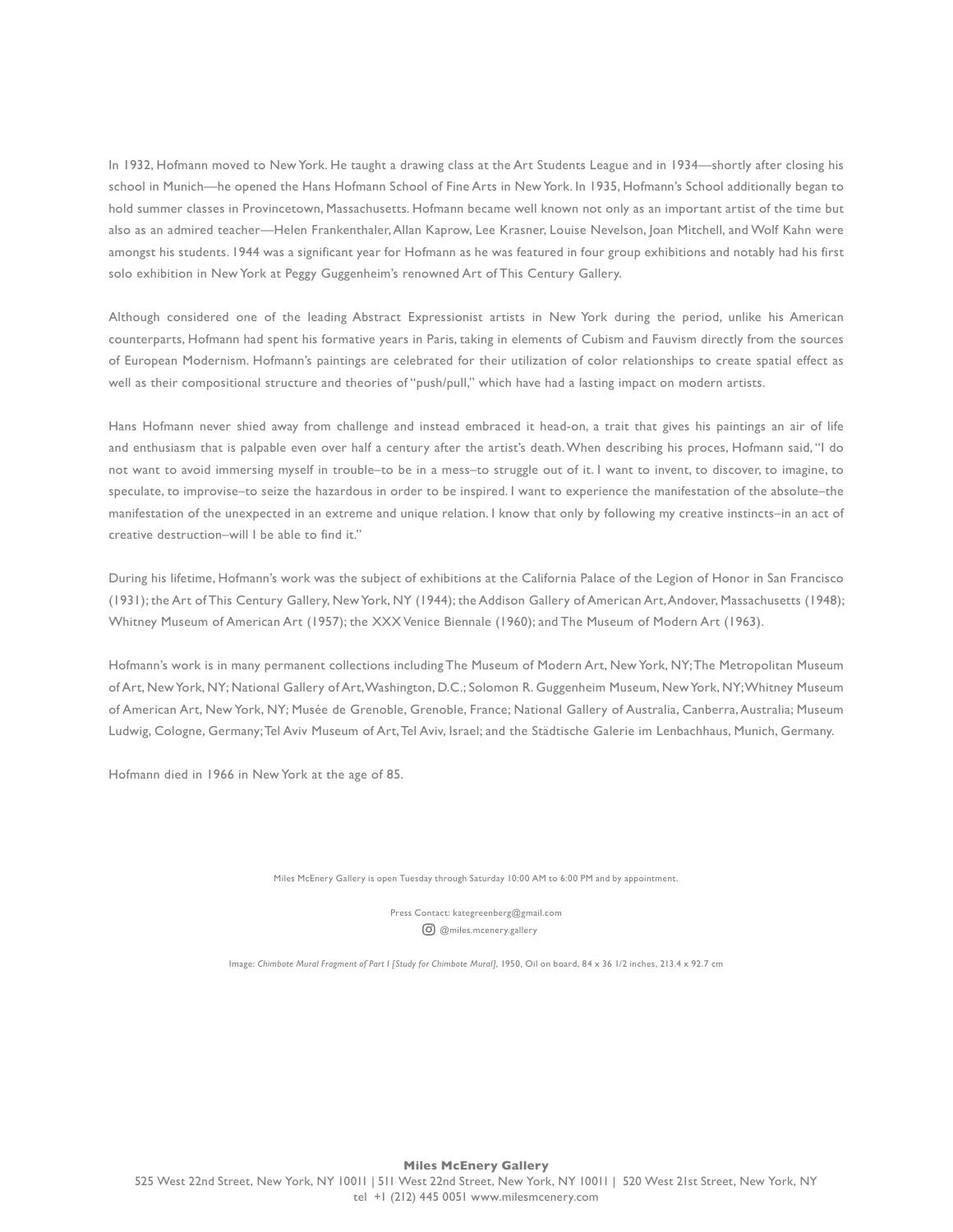In 1932, Hofmann moved to New York. He taught a drawing class at the Art Students League and in 1934—shortly after closing his school in Munich—he opened the Hans Hofmann School of Fine Arts in New York. In 1935, Hofmann's School additionally began to hold summer classes in Provincetown, Massachusetts. Hofmann became well known not only as an important artist of the time but also as an admired teacher—Helen Frankenthaler, Allan Kaprow, Lee Krasner, Louise Nevelson, Joan Mitchell, and Wolf Kahn were amongst his students. 1944 was a significant year for Hofmann as he was featured in four group exhibitions and notably had his first solo exhibition in New York at Peggy Guggenheim's renowned Art of This Century Gallery.

Although considered one of the leading Abstract Expressionist artists in New York during the period, unlike his American counterparts, Hofmann had spent his formative years in Paris, taking in elements of Cubism and Fauvism directly from the sources of European Modernism. Hofmann's paintings are celebrated for their utilization of color relationships to create spatial effect as well as their compositional structure and theories of "push/pull," which have had a lasting impact on modern artists.

Hans Hofmann never shied away from challenge and instead embraced it head-on, a trait that gives his paintings an air of life and enthusiasm that is palpable even over half a century after the artist's death. When describing his proces, Hofmann said, "I do not want to avoid immersing myself in trouble–to be in a mess–to struggle out of it. I want to invent, to discover, to imagine, to speculate, to improvise–to seize the hazardous in order to be inspired. I want to experience the manifestation of the absolute–the manifestation of the unexpected in an extreme and unique relation. I know that only by following my creative instincts–in an act of creative destruction–will I be able to find it."

During his lifetime, Hofmann's work was the subject of exhibitions at the California Palace of the Legion of Honor in San Francisco (1931); the Art of This Century Gallery, New York, NY (1944); the Addison Gallery of American Art, Andover, Massachusetts (1948); Whitney Museum of American Art (1957); the XXX Venice Biennale (1960); and The Museum of Modern Art (1963).

Hofmann's work is in many permanent collections including The Museum of Modern Art, New York, NY; The Metropolitan Museum of Art, New York, NY; National Gallery of Art, Washington, D.C.; Solomon R. Guggenheim Museum, New York, NY; Whitney Museum of American Art, New York, NY; Musée de Grenoble, Grenoble, France; National Gallery of Australia, Canberra, Australia; Museum Ludwig, Cologne, Germany; Tel Aviv Museum of Art, Tel Aviv, Israel; and the Städtische Galerie im Lenbachhaus, Munich, Germany.

Hofmann died in 1966 in New York at the age of 85.

Miles McEnery Gallery is open Tuesday through Saturday 10:00 AM to 6:00 PM and by appointment.

Press Contact: kategreenberg@gmail.com

@miles.mcenery.gallery

Image: *Chimbote Mural Fragment of Part I [Study for Chimbote Mural]*, 1950, Oil on board, 84 x 36 1/2 inches, 213.4 x 92.7 cm

**Miles McEnery Gallery**

525 West 22nd Street, New York, NY 10011 | 511 West 22nd Street, New York, NY 10011 | 520 West 21st Street, New York, NY

tel +1 (212) 445 0051 www.milesmcenery.com